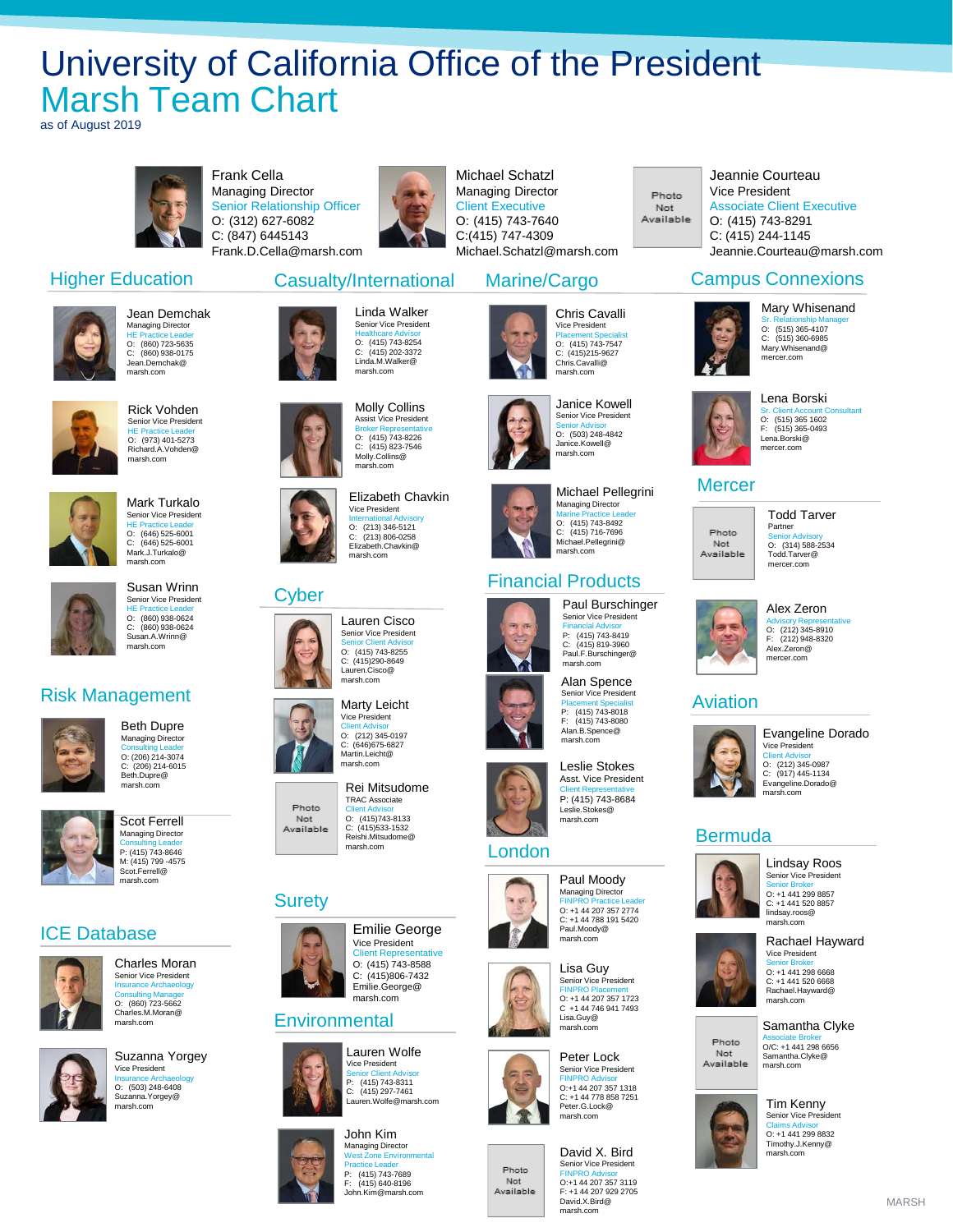# University of California Office of the President
# Marsh Team Chart

as of August 2019

**Frank Cella**
Managing Director
Senior Relationship Officer
O: (312) 627-6082
C: (847) 6445143
Frank.D.Cella@marsh.com

**Michael Schatzl**
Managing Director
Client Executive
O: (415) 743-7640
C:(415) 747-4309
Michael.Schatzl@marsh.com

Photo Not Available

**Jeannie Courteau**
Vice President
Associate Client Executive
O: (415) 743-8291
C: (415) 244-1145
Jeannie.Courteau@marsh.com

## Higher Education

**Jean Demchak**
Managing Director
HE Practice Leader
O: (860) 723-5635
C: (860) 938-0175
Jean.Demchak@marsh.com

**Rick Vohden**
Senior Vice President
HE Practice Leader
O: (973) 401-5273
Richard.A.Vohden@marsh.com

**Mark Turkalo**
Senior Vice President
HE Practice Leader
O: (646) 525-6001
C: (646) 525-6001
Mark.J.Turkalo@marsh.com

**Susan Wrinn**
Senior Vice President
HE Practice Leader
O: (860) 938-0624
C: (860) 938-0624
Susan.A.Wrinn@marsh.com

## Risk Management

**Beth Dupre**
Managing Director
Consulting Leader
O: (206) 214-3074
C: (206) 214-6015
Beth.Dupre@marsh.com

**Scot Ferrell**
Managing Director
Consulting Leader
P: (415) 743-8646
M: (415) 799 -4575
Scot.Ferrell@marsh.com

## ICE Database

**Charles Moran**
Senior Vice President
Insurance Archaeology Consulting Manager
O: (860) 723-5662
Charles.M.Moran@marsh.com

**Suzanna Yorgey**
Vice President
Insurance Archaeology
O: (503) 248-6408
Suzanna.Yorgey@marsh.com

## Casualty/International

**Linda Walker**
Senior Vice President
Healthcare Advisor
O: (415) 743-8254
C: (415) 202-3372
Linda.M.Walker@marsh.com

**Molly Collins**
Assist Vice President
Broker Representative
O: (415) 743-8226
C: (415) 823-7546
Molly.Collins@marsh.com

**Elizabeth Chavkin**
Vice President
International Advisory
O: (213) 346-5121
C: (213) 806-0258
Elizabeth.Chavkin@marsh.com

## Cyber

**Lauren Cisco**
Senior Vice President
Senior Client Advisor
O: (415) 743-8255
C: (415)290-8649
Lauren.Cisco@marsh.com

**Marty Leicht**
Vice President
Client Advisor
O: (212) 345-0197
C: (646)675-6827
Martin.Leicht@marsh.com

Photo Not Available

**Rei Mitsudome**
TRAC Associate
Client Advisor
O: (415)743-8133
C: (415)533-1532
Reishi.Mitsudome@marsh.com

## Surety

**Emilie George**
Vice President
Client Representative
O: (415) 743-8588
C: (415)806-7432
Emilie.George@marsh.com

## Environmental

**Lauren Wolfe**
Vice President
Senior Client Advisor
P: (415) 743-8311
C: (415) 297-7461
Lauren.Wolfe@marsh.com

**John Kim**
Managing Director
West Zone Environmental Practice Leader
P: (415) 743-7689
F: (415) 640-8196
John.Kim@marsh.com

## Marine/Cargo

**Chris Cavalli**
Vice President
Placement Specialist
O: (415) 743-7547
C: (415)215-9627
Chris.Cavalli@marsh.com

**Janice Kowell**
Senior Vice President
Senior Advisor
O: (503) 248-4842
Janice.Kowell@marsh.com

**Michael Pellegrini**
Managing Director
Marine Practice Leader
O: (415) 743-8492
C: (415) 716-7696
Michael.Pellegrini@marsh.com

## Financial Products

**Paul Burschinger**
Senior Vice President
Financial Advisor
P: (415) 743-8419
C: (415) 819-3960
Paul.F.Burschinger@marsh.com

**Alan Spence**
Senior Vice President
Placement Specialist
P: (415) 743-8018
F: (415) 743-8080
Alan.B.Spence@marsh.com

**Leslie Stokes**
Asst. Vice President
Client Representative
P: (415) 743-8684
Leslie.Stokes@marsh.com

## London

**Paul Moody**
Managing Director
FINPRO Practice Leader
O: +1 44 207 357 2774
C: +1 44 788 191 5420
Paul.Moody@marsh.com

**Lisa Guy**
Senior Vice President
FINPRO Placement
O: +1 44 207 357 1723
C +1 44 746 941 7493
Lisa.Guy@marsh.com

**Peter Lock**
Senior Vice President
FINPRO Advisor
O:+1 44 207 357 1318
C: +1 44 778 858 7251
Peter.G.Lock@marsh.com

Photo Not Available

**David X. Bird**
Senior Vice President
FINPRO Advisor
O:+1 44 207 357 3119
F: +1 44 207 929 2705
David.X.Bird@marsh.com

## Campus Connexions

**Mary Whisenand**
Sr. Relationship Manager
O: (515) 365-4107
C: (515) 360-6985
Mary.Whisenand@mercer.com

**Lena Borski**
Sr. Client Account Consultant
O: (515) 365 1602
F: (515) 365-0493
Lena.Borski@mercer.com

## Mercer

Photo Not Available

**Todd Tarver**
Partner
Senior Advisory
O: (314) 588-2534
Todd.Tarver@mercer.com

**Alex Zeron**
Advisory Representative
O: (212) 345-8910
F: (212) 948-8320
Alex.Zeron@mercer.com

## Aviation

**Evangeline Dorado**
Vice President
Client Advisor
O: (212) 345-0987
C: (917) 445-1134
Evangeline.Dorado@marsh.com

## Bermuda

**Lindsay Roos**
Senior Vice President
Senior Broker
O: +1 441 299 8857
C: +1 441 520 8857
lindsay.roos@marsh.com

**Rachael Hayward**
Vice President
Senior Broker
O: +1 441 298 6668
C: +1 441 520 6668
Rachael.Hayward@marsh.com

Photo Not Available

**Samantha Clyke**
Associate Broker
O/C: +1 441 298 6656
Samantha.Clyke@marsh.com

**Tim Kenny**
Senior Vice President
Claims Advisor
O: +1 441 299 8832
Timothy.J.Kenny@marsh.com

MARSH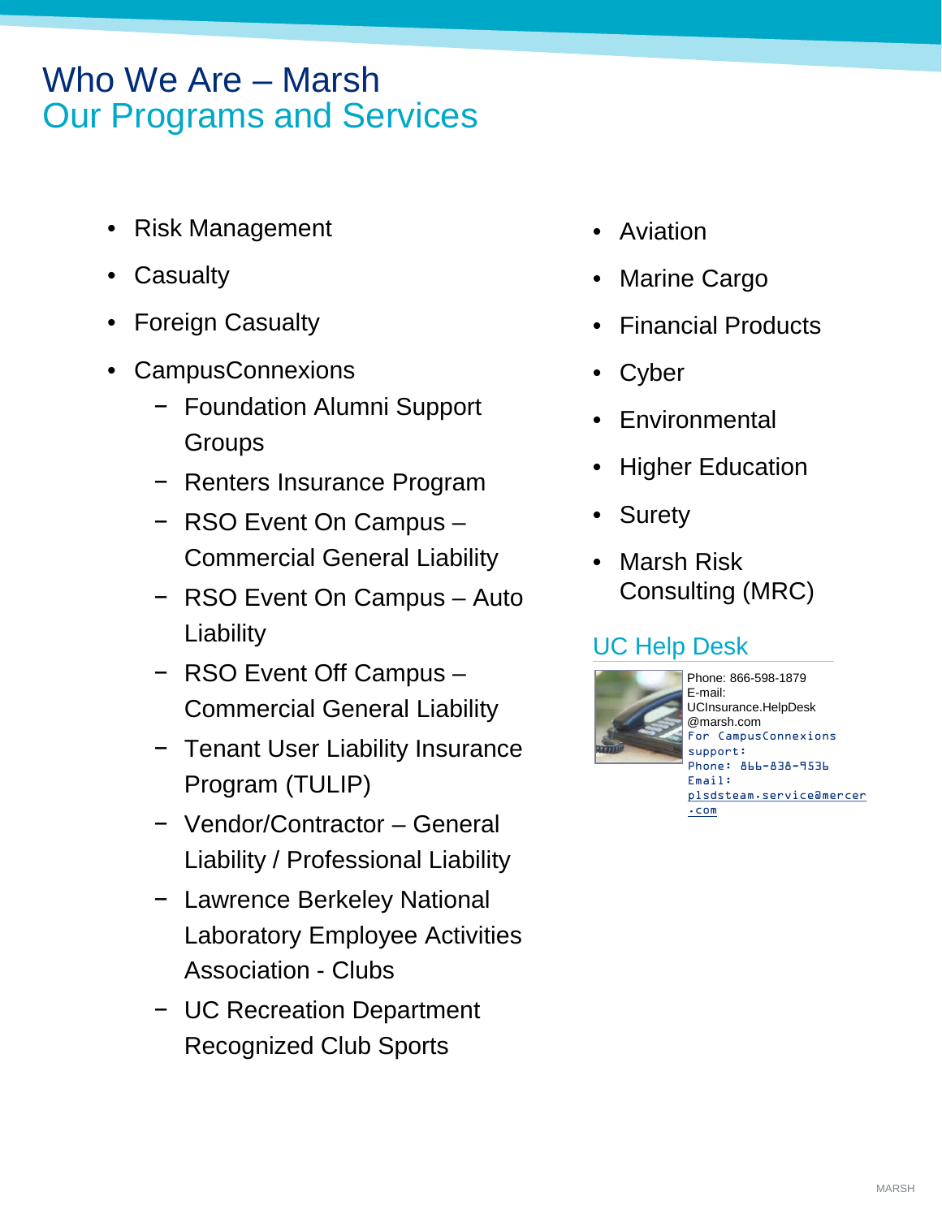# Who We Are – Marsh
## Our Programs and Services

- Risk Management
- Casualty
- Foreign Casualty
- CampusConnexions
  - Foundation Alumni Support Groups
  - Renters Insurance Program
  - RSO Event On Campus – Commercial General Liability
  - RSO Event On Campus – Auto Liability
  - RSO Event Off Campus – Commercial General Liability
  - Tenant User Liability Insurance Program (TULIP)
  - Vendor/Contractor – General Liability / Professional Liability
  - Lawrence Berkeley National Laboratory Employee Activities Association - Clubs
  - UC Recreation Department Recognized Club Sports
- Aviation
- Marine Cargo
- Financial Products
- Cyber
- Environmental
- Higher Education
- Surety
- Marsh Risk Consulting (MRC)

### UC Help Desk

Phone: 866-598-1879
E-mail: UCInsurance.HelpDesk@marsh.com

For CampusConnexions support:
Phone: 866-838-9536
Email: plsdsteam.service@mercer.com